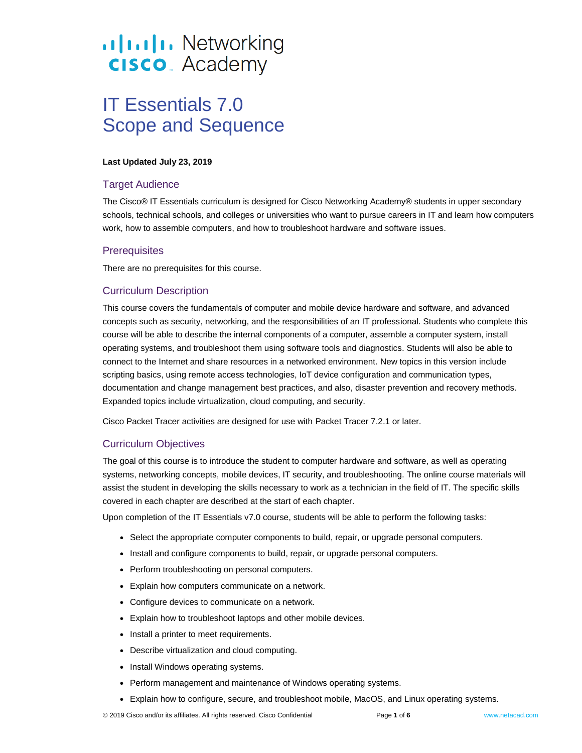# IT Essentials 7.0 Scope and Sequence

**Last Updated July 23, 2019**

## Target Audience

The Cisco® IT Essentials curriculum is designed for Cisco Networking Academy® students in upper secondary schools, technical schools, and colleges or universities who want to pursue careers in IT and learn how computers work, how to assemble computers, and how to troubleshoot hardware and software issues.

## Prerequisites

There are no prerequisites for this course.

## Curriculum Description

This course covers the fundamentals of computer and mobile device hardware and software, and advanced concepts such as security, networking, and the responsibilities of an IT professional. Students who complete this course will be able to describe the internal components of a computer, assemble a computer system, install operating systems, and troubleshoot them using software tools and diagnostics. Students will also be able to connect to the Internet and share resources in a networked environment. New topics in this version include scripting basics, using remote access technologies, IoT device configuration and communication types, documentation and change management best practices, and also, disaster prevention and recovery methods. Expanded topics include virtualization, cloud computing, and security.

Cisco Packet Tracer activities are designed for use with Packet Tracer 7.2.1 or later.

## Curriculum Objectives

The goal of this course is to introduce the student to computer hardware and software, as well as operating systems, networking concepts, mobile devices, IT security, and troubleshooting. The online course materials will assist the student in developing the skills necessary to work as a technician in the field of IT. The specific skills covered in each chapter are described at the start of each chapter.

Upon completion of the IT Essentials v7.0 course, students will be able to perform the following tasks:

- Select the appropriate computer components to build, repair, or upgrade personal computers.
- Install and configure components to build, repair, or upgrade personal computers.
- Perform troubleshooting on personal computers.
- Explain how computers communicate on a network.
- Configure devices to communicate on a network.
- Explain how to troubleshoot laptops and other mobile devices.
- Install a printer to meet requirements.
- Describe virtualization and cloud computing.
- Install Windows operating systems.
- Perform management and maintenance of Windows operating systems.
- Explain how to configure, secure, and troubleshoot mobile, MacOS, and Linux operating systems.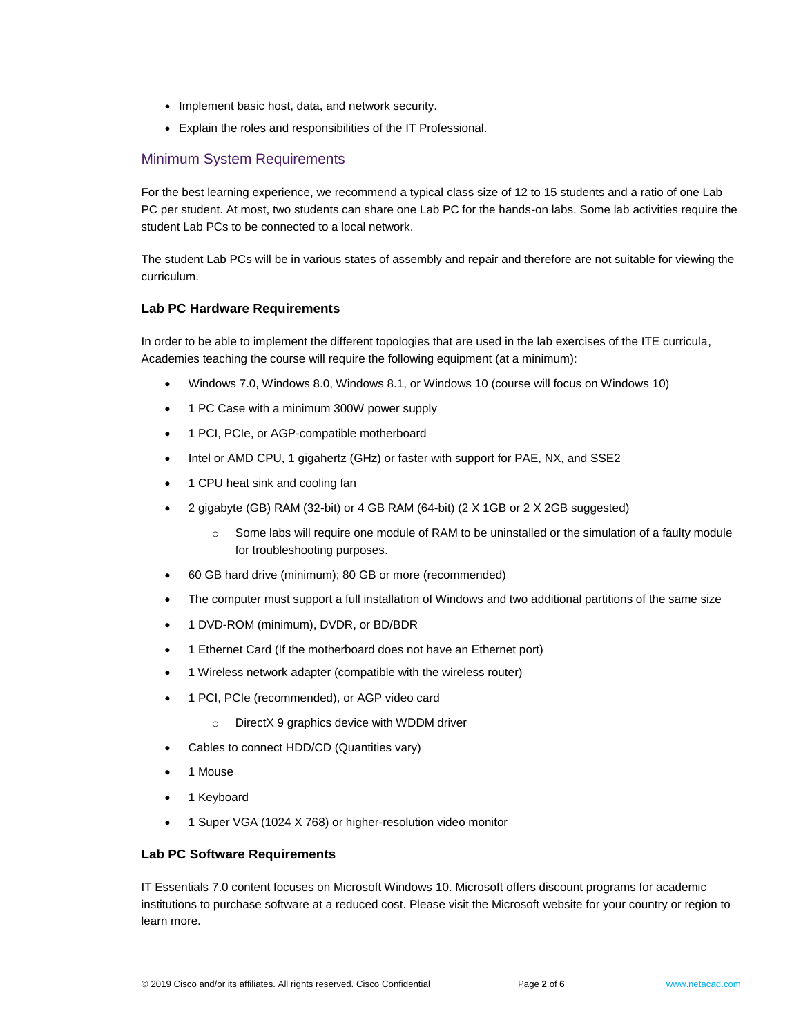- Implement basic host, data, and network security.
- Explain the roles and responsibilities of the IT Professional.

## Minimum System Requirements

For the best learning experience, we recommend a typical class size of 12 to 15 students and a ratio of one Lab PC per student. At most, two students can share one Lab PC for the hands-on labs. Some lab activities require the student Lab PCs to be connected to a local network.

The student Lab PCs will be in various states of assembly and repair and therefore are not suitable for viewing the curriculum.

### Lab PC Hardware Requirements

In order to be able to implement the different topologies that are used in the lab exercises of the ITE curricula, Academies teaching the course will require the following equipment (at a minimum):

- Windows 7.0, Windows 8.0, Windows 8.1, or Windows 10 (course will focus on Windows 10)
- 1 PC Case with a minimum 300W power supply
- 1 PCI, PCIe, or AGP-compatible motherboard
- Intel or AMD CPU, 1 gigahertz (GHz) or faster with support for PAE, NX, and SSE2
- 1 CPU heat sink and cooling fan
- 2 gigabyte (GB) RAM (32-bit) or 4 GB RAM (64-bit) (2 X 1GB or 2 X 2GB suggested)
    - Some labs will require one module of RAM to be uninstalled or the simulation of a faulty module for troubleshooting purposes.
- 60 GB hard drive (minimum); 80 GB or more (recommended)
- The computer must support a full installation of Windows and two additional partitions of the same size
- 1 DVD-ROM (minimum), DVDR, or BD/BDR
- 1 Ethernet Card (If the motherboard does not have an Ethernet port)
- 1 Wireless network adapter (compatible with the wireless router)
- 1 PCI, PCIe (recommended), or AGP video card
    - DirectX 9 graphics device with WDDM driver
- Cables to connect HDD/CD (Quantities vary)
- 1 Mouse
- 1 Keyboard
- 1 Super VGA (1024 X 768) or higher-resolution video monitor

### Lab PC Software Requirements

IT Essentials 7.0 content focuses on Microsoft Windows 10. Microsoft offers discount programs for academic institutions to purchase software at a reduced cost. Please visit the Microsoft website for your country or region to learn more.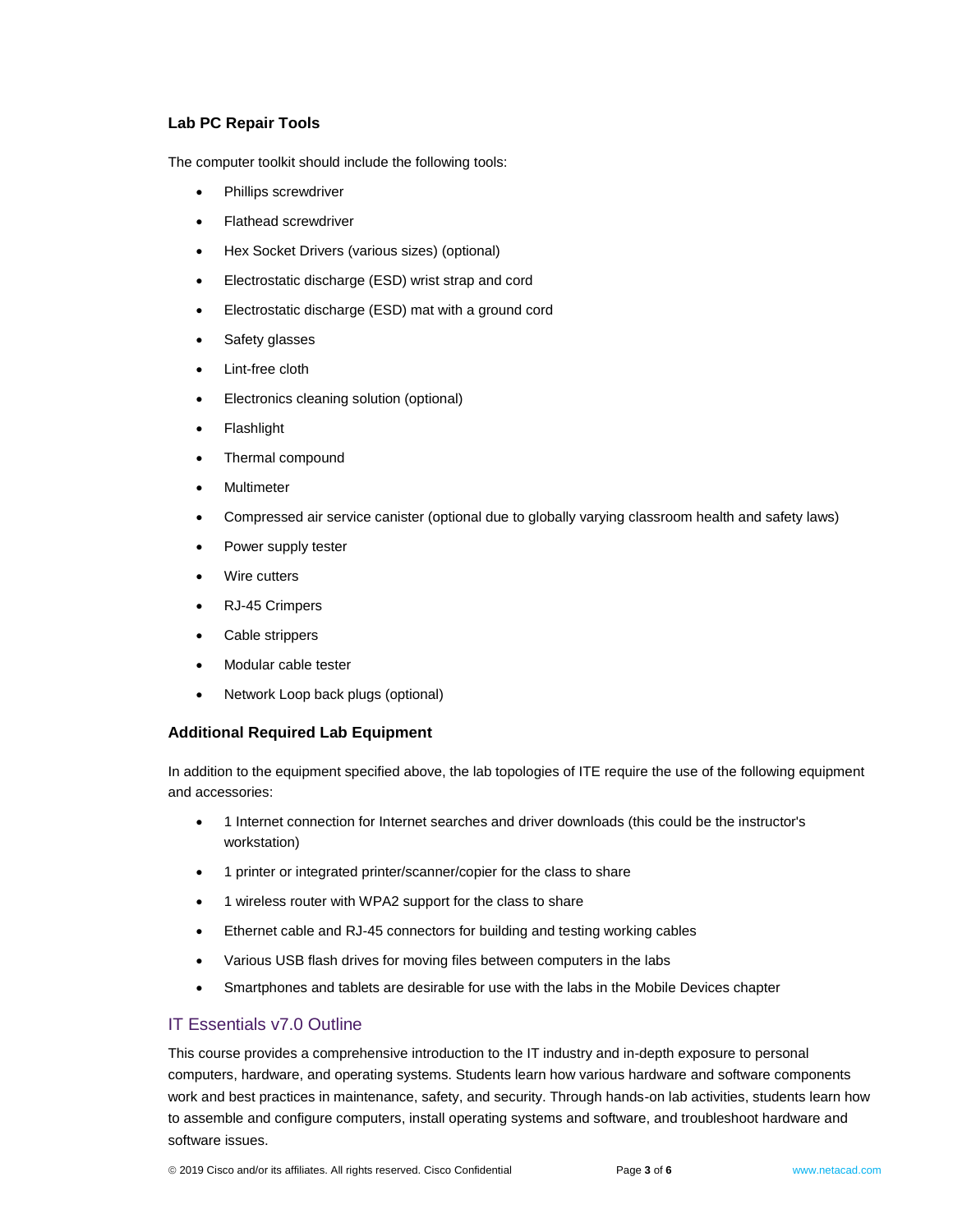### Lab PC Repair Tools

The computer toolkit should include the following tools:

- Phillips screwdriver
- Flathead screwdriver
- Hex Socket Drivers (various sizes) (optional)
- Electrostatic discharge (ESD) wrist strap and cord
- Electrostatic discharge (ESD) mat with a ground cord
- Safety glasses
- Lint-free cloth
- Electronics cleaning solution (optional)
- Flashlight
- Thermal compound
- Multimeter
- Compressed air service canister (optional due to globally varying classroom health and safety laws)
- Power supply tester
- Wire cutters
- RJ-45 Crimpers
- Cable strippers
- Modular cable tester
- Network Loop back plugs (optional)

### Additional Required Lab Equipment

In addition to the equipment specified above, the lab topologies of ITE require the use of the following equipment and accessories:

- 1 Internet connection for Internet searches and driver downloads (this could be the instructor's workstation)
- 1 printer or integrated printer/scanner/copier for the class to share
- 1 wireless router with WPA2 support for the class to share
- Ethernet cable and RJ-45 connectors for building and testing working cables
- Various USB flash drives for moving files between computers in the labs
- Smartphones and tablets are desirable for use with the labs in the Mobile Devices chapter

## IT Essentials v7.0 Outline

This course provides a comprehensive introduction to the IT industry and in-depth exposure to personal computers, hardware, and operating systems. Students learn how various hardware and software components work and best practices in maintenance, safety, and security. Through hands-on lab activities, students learn how to assemble and configure computers, install operating systems and software, and troubleshoot hardware and software issues.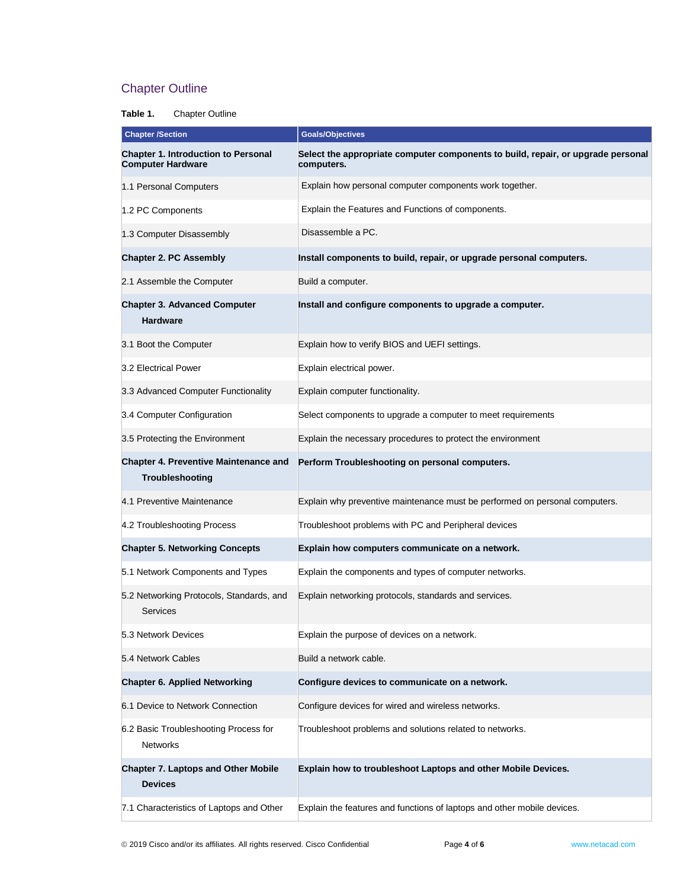## Chapter Outline

**Table 1.** Chapter Outline

| Chapter /Section | Goals/Objectives |
|---|---|
| **Chapter 1. Introduction to Personal Computer Hardware** | **Select the appropriate computer components to build, repair, or upgrade personal computers.** |
| 1.1 Personal Computers | Explain how personal computer components work together. |
| 1.2 PC Components | Explain the Features and Functions of components. |
| 1.3 Computer Disassembly | Disassemble a PC. |
| **Chapter 2. PC Assembly** | **Install components to build, repair, or upgrade personal computers.** |
| 2.1 Assemble the Computer | Build a computer. |
| **Chapter 3. Advanced Computer Hardware** | **Install and configure components to upgrade a computer.** |
| 3.1 Boot the Computer | Explain how to verify BIOS and UEFI settings. |
| 3.2 Electrical Power | Explain electrical power. |
| 3.3 Advanced Computer Functionality | Explain computer functionality. |
| 3.4 Computer Configuration | Select components to upgrade a computer to meet requirements |
| 3.5 Protecting the Environment | Explain the necessary procedures to protect the environment |
| **Chapter 4. Preventive Maintenance and Troubleshooting** | **Perform Troubleshooting on personal computers.** |
| 4.1 Preventive Maintenance | Explain why preventive maintenance must be performed on personal computers. |
| 4.2 Troubleshooting Process | Troubleshoot problems with PC and Peripheral devices |
| **Chapter 5. Networking Concepts** | **Explain how computers communicate on a network.** |
| 5.1 Network Components and Types | Explain the components and types of computer networks. |
| 5.2 Networking Protocols, Standards, and Services | Explain networking protocols, standards and services. |
| 5.3 Network Devices | Explain the purpose of devices on a network. |
| 5.4 Network Cables | Build a network cable. |
| **Chapter 6. Applied Networking** | **Configure devices to communicate on a network.** |
| 6.1 Device to Network Connection | Configure devices for wired and wireless networks. |
| 6.2 Basic Troubleshooting Process for Networks | Troubleshoot problems and solutions related to networks. |
| **Chapter 7. Laptops and Other Mobile Devices** | **Explain how to troubleshoot Laptops and other Mobile Devices.** |
| 7.1 Characteristics of Laptops and Other | Explain the features and functions of laptops and other mobile devices. |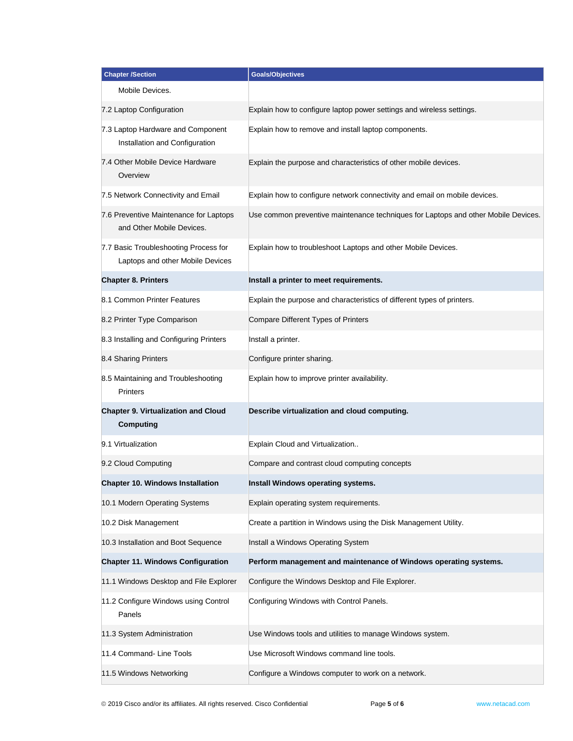| Chapter /Section | Goals/Objectives |
|---|---|
| Mobile Devices. | |
| 7.2 Laptop Configuration | Explain how to configure laptop power settings and wireless settings. |
| 7.3 Laptop Hardware and Component Installation and Configuration | Explain how to remove and install laptop components. |
| 7.4 Other Mobile Device Hardware Overview | Explain the purpose and characteristics of other mobile devices. |
| 7.5 Network Connectivity and Email | Explain how to configure network connectivity and email on mobile devices. |
| 7.6 Preventive Maintenance for Laptops and Other Mobile Devices. | Use common preventive maintenance techniques for Laptops and other Mobile Devices. |
| 7.7 Basic Troubleshooting Process for Laptops and other Mobile Devices | Explain how to troubleshoot Laptops and other Mobile Devices. |
| **Chapter 8. Printers** | **Install a printer to meet requirements.** |
| 8.1 Common Printer Features | Explain the purpose and characteristics of different types of printers. |
| 8.2 Printer Type Comparison | Compare Different Types of Printers |
| 8.3 Installing and Configuring Printers | Install a printer. |
| 8.4 Sharing Printers | Configure printer sharing. |
| 8.5 Maintaining and Troubleshooting Printers | Explain how to improve printer availability. |
| **Chapter 9. Virtualization and Cloud Computing** | **Describe virtualization and cloud computing.** |
| 9.1 Virtualization | Explain Cloud and Virtualization.. |
| 9.2 Cloud Computing | Compare and contrast cloud computing concepts |
| **Chapter 10. Windows Installation** | **Install Windows operating systems.** |
| 10.1 Modern Operating Systems | Explain operating system requirements. |
| 10.2 Disk Management | Create a partition in Windows using the Disk Management Utility. |
| 10.3 Installation and Boot Sequence | Install a Windows Operating System |
| **Chapter 11. Windows Configuration** | **Perform management and maintenance of Windows operating systems.** |
| 11.1 Windows Desktop and File Explorer | Configure the Windows Desktop and File Explorer. |
| 11.2 Configure Windows using Control Panels | Configuring Windows with Control Panels. |
| 11.3 System Administration | Use Windows tools and utilities to manage Windows system. |
| 11.4 Command- Line Tools | Use Microsoft Windows command line tools. |
| 11.5 Windows Networking | Configure a Windows computer to work on a network. |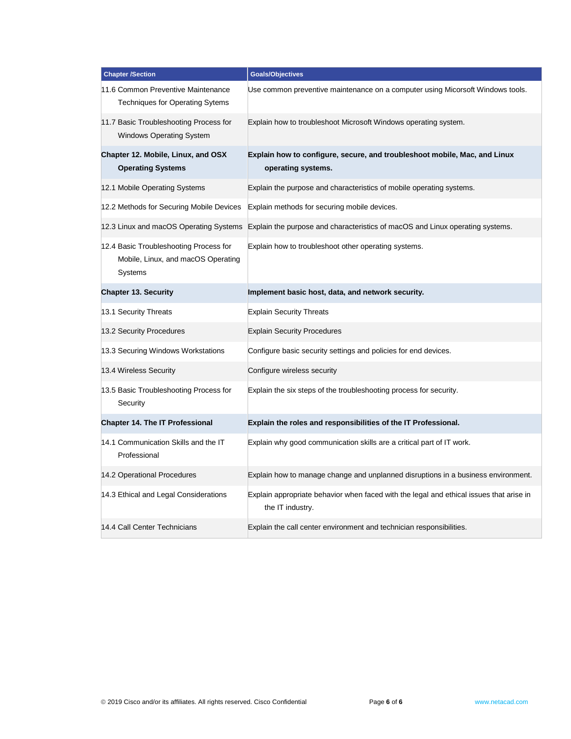| Chapter /Section | Goals/Objectives |
|---|---|
| 11.6 Common Preventive Maintenance Techniques for Operating Sytems | Use common preventive maintenance on a computer using Micorsoft Windows tools. |
| 11.7 Basic Troubleshooting Process for Windows Operating System | Explain how to troubleshoot Microsoft Windows operating system. |
| **Chapter 12. Mobile, Linux, and OSX Operating Systems** | **Explain how to configure, secure, and troubleshoot mobile, Mac, and Linux operating systems.** |
| 12.1 Mobile Operating Systems | Explain the purpose and characteristics of mobile operating systems. |
| 12.2 Methods for Securing Mobile Devices | Explain methods for securing mobile devices. |
| 12.3 Linux and macOS Operating Systems | Explain the purpose and characteristics of macOS and Linux operating systems. |
| 12.4 Basic Troubleshooting Process for Mobile, Linux, and macOS Operating Systems | Explain how to troubleshoot other operating systems. |
| **Chapter 13. Security** | **Implement basic host, data, and network security.** |
| 13.1 Security Threats | Explain Security Threats |
| 13.2 Security Procedures | Explain Security Procedures |
| 13.3 Securing Windows Workstations | Configure basic security settings and policies for end devices. |
| 13.4 Wireless Security | Configure wireless security |
| 13.5 Basic Troubleshooting Process for Security | Explain the six steps of the troubleshooting process for security. |
| **Chapter 14. The IT Professional** | **Explain the roles and responsibilities of the IT Professional.** |
| 14.1 Communication Skills and the IT Professional | Explain why good communication skills are a critical part of IT work. |
| 14.2 Operational Procedures | Explain how to manage change and unplanned disruptions in a business environment. |
| 14.3 Ethical and Legal Considerations | Explain appropriate behavior when faced with the legal and ethical issues that arise in the IT industry. |
| 14.4 Call Center Technicians | Explain the call center environment and technician responsibilities. |